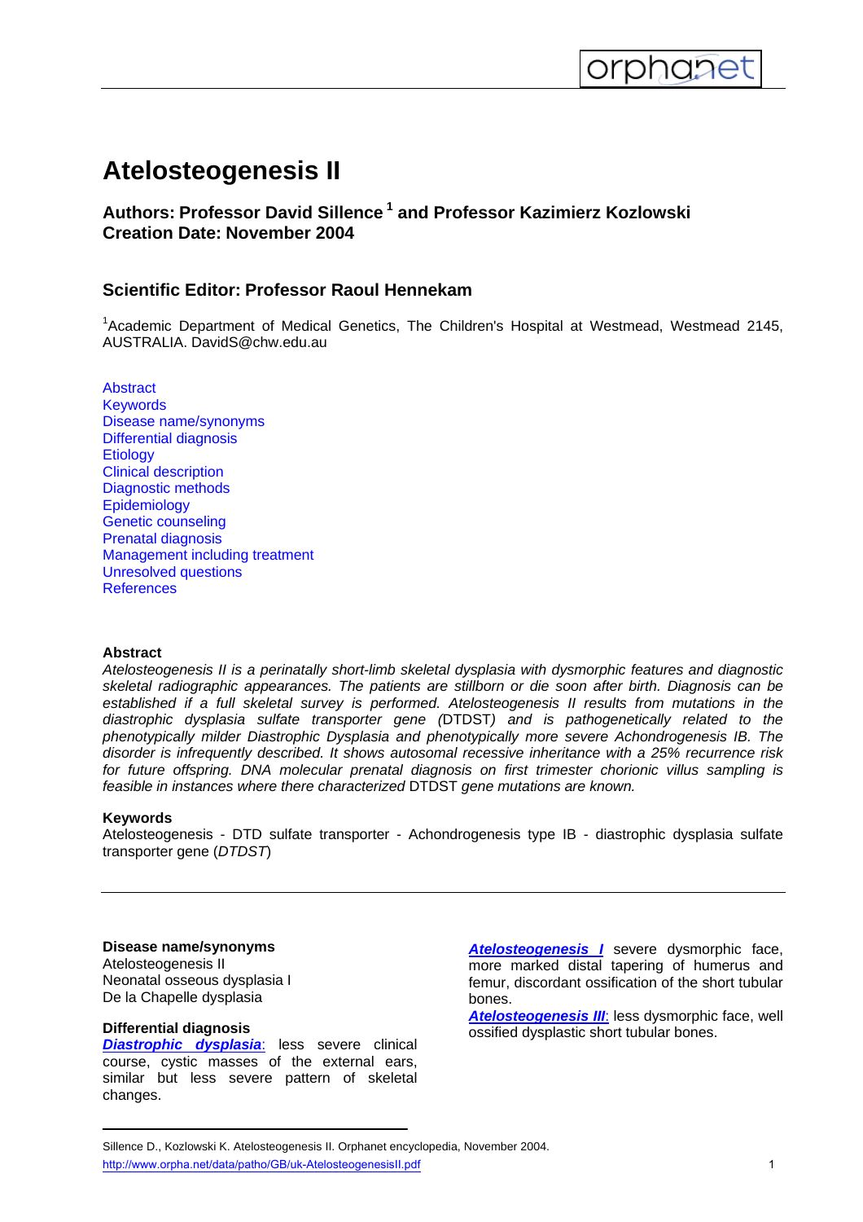# Atelosteogenesis II

### Authors: Professor David Sillence [1] and Professor Kazimierz Kozlowski
### Creation Date: November 2004

### Scientific Editor: Professor Raoul Hennekam

[1]Academic Department of Medical Genetics, The Children's Hospital at Westmead, Westmead 2145, AUSTRALIA. DavidS@chw.edu.au

- Abstract
- Keywords
- Disease name/synonyms
- Differential diagnosis
- Etiology
- Clinical description
- Diagnostic methods
- Epidemiology
- Genetic counseling
- Prenatal diagnosis
- Management including treatment
- Unresolved questions
- References

**Abstract**

*Atelosteogenesis II is a perinatally short-limb skeletal dysplasia with dysmorphic features and diagnostic skeletal radiographic appearances. The patients are stillborn or die soon after birth. Diagnosis can be established if a full skeletal survey is performed. Atelosteogenesis II results from mutations in the diastrophic dysplasia sulfate transporter gene (*DTDST*) and is pathogenetically related to the phenotypically milder Diastrophic Dysplasia and phenotypically more severe Achondrogenesis IB. The disorder is infrequently described. It shows autosomal recessive inheritance with a 25% recurrence risk for future offspring. DNA molecular prenatal diagnosis on first trimester chorionic villus sampling is feasible in instances where there characterized* DTDST *gene mutations are known.*

**Keywords**

Atelosteogenesis - DTD sulfate transporter - Achondrogenesis type IB - diastrophic dysplasia sulfate transporter gene (*DTDST*)

---

**Disease name/synonyms**

Atelosteogenesis II
Neonatal osseous dysplasia I
De la Chapelle dysplasia

**Differential diagnosis**

***Diastrophic dysplasia***: less severe clinical course, cystic masses of the external ears, similar but less severe pattern of skeletal changes.

***Atelosteogenesis I*** severe dysmorphic face, more marked distal tapering of humerus and femur, discordant ossification of the short tubular bones.

***Atelosteogenesis III***: less dysmorphic face, well ossified dysplastic short tubular bones.

Sillence D., Kozlowski K. Atelosteogenesis II. Orphanet encyclopedia, November 2004.
http://www.orpha.net/data/patho/GB/uk-AtelosteogenesisII.pdf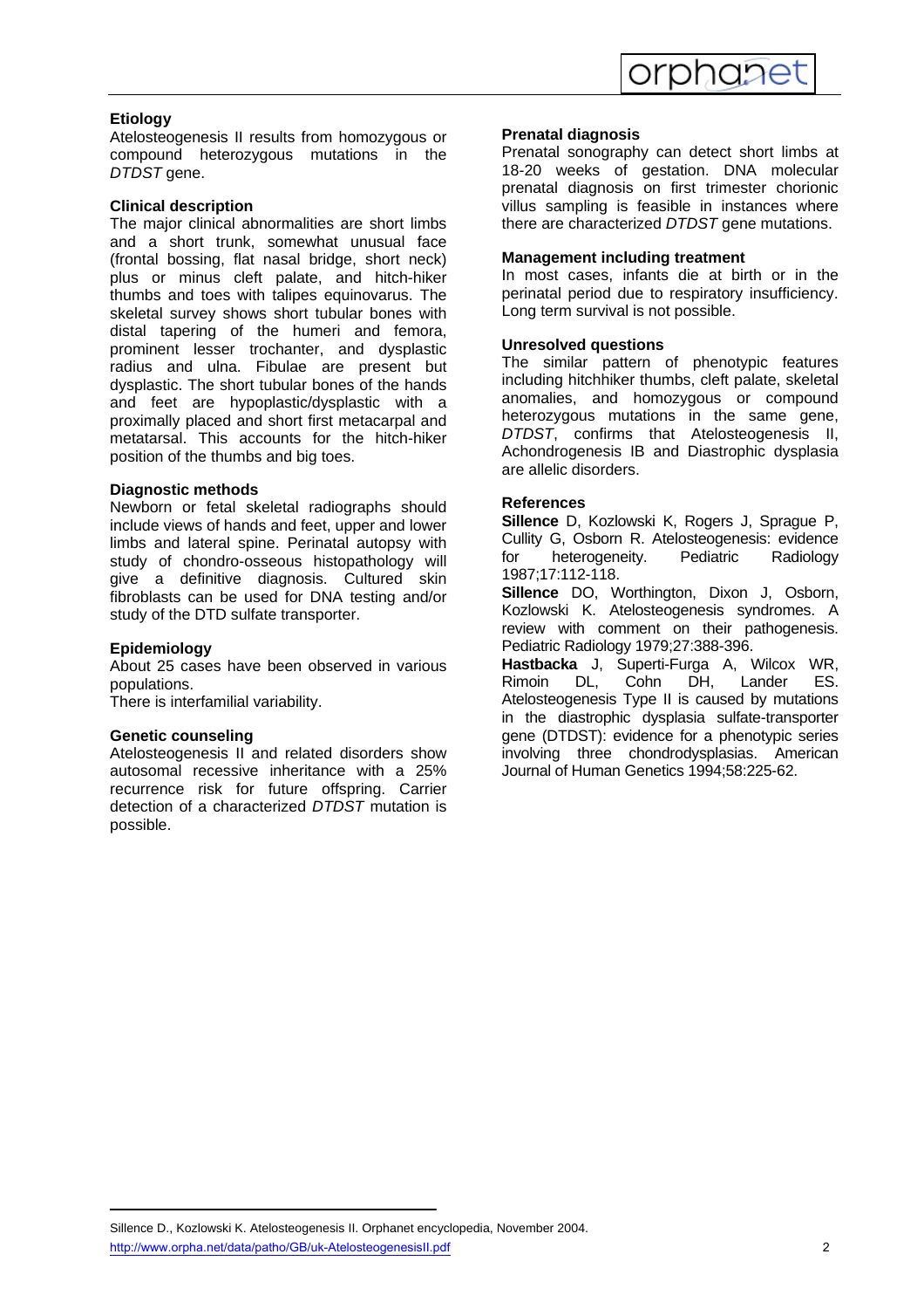## Etiology

Atelosteogenesis II results from homozygous or compound heterozygous mutations in the *DTDST* gene.

## Clinical description

The major clinical abnormalities are short limbs and a short trunk, somewhat unusual face (frontal bossing, flat nasal bridge, short neck) plus or minus cleft palate, and hitch-hiker thumbs and toes with talipes equinovarus. The skeletal survey shows short tubular bones with distal tapering of the humeri and femora, prominent lesser trochanter, and dysplastic radius and ulna. Fibulae are present but dysplastic. The short tubular bones of the hands and feet are hypoplastic/dysplastic with a proximally placed and short first metacarpal and metatarsal. This accounts for the hitch-hiker position of the thumbs and big toes.

## Diagnostic methods

Newborn or fetal skeletal radiographs should include views of hands and feet, upper and lower limbs and lateral spine. Perinatal autopsy with study of chondro-osseous histopathology will give a definitive diagnosis. Cultured skin fibroblasts can be used for DNA testing and/or study of the DTD sulfate transporter.

## Epidemiology

About 25 cases have been observed in various populations.

There is interfamilial variability.

## Genetic counseling

Atelosteogenesis II and related disorders show autosomal recessive inheritance with a 25% recurrence risk for future offspring. Carrier detection of a characterized *DTDST* mutation is possible.

## Prenatal diagnosis

Prenatal sonography can detect short limbs at 18-20 weeks of gestation. DNA molecular prenatal diagnosis on first trimester chorionic villus sampling is feasible in instances where there are characterized *DTDST* gene mutations.

## Management including treatment

In most cases, infants die at birth or in the perinatal period due to respiratory insufficiency. Long term survival is not possible.

## Unresolved questions

The similar pattern of phenotypic features including hitchhiker thumbs, cleft palate, skeletal anomalies, and homozygous or compound heterozygous mutations in the same gene, *DTDST*, confirms that Atelosteogenesis II, Achondrogenesis IB and Diastrophic dysplasia are allelic disorders.

## References

**Sillence** D, Kozlowski K, Rogers J, Sprague P, Cullity G, Osborn R. Atelosteogenesis: evidence for heterogeneity. Pediatric Radiology 1987;17:112-118.

**Sillence** DO, Worthington, Dixon J, Osborn, Kozlowski K. Atelosteogenesis syndromes. A review with comment on their pathogenesis. Pediatric Radiology 1979;27:388-396.

**Hastbacka** J, Superti-Furga A, Wilcox WR, Rimoin DL, Cohn DH, Lander ES. Atelosteogenesis Type II is caused by mutations in the diastrophic dysplasia sulfate-transporter gene (DTDST): evidence for a phenotypic series involving three chondrodysplasias. American Journal of Human Genetics 1994;58:225-62.

---

Sillence D., Kozlowski K. Atelosteogenesis II. Orphanet encyclopedia, November 2004.
http://www.orpha.net/data/patho/GB/uk-AtelosteogenesisII.pdf